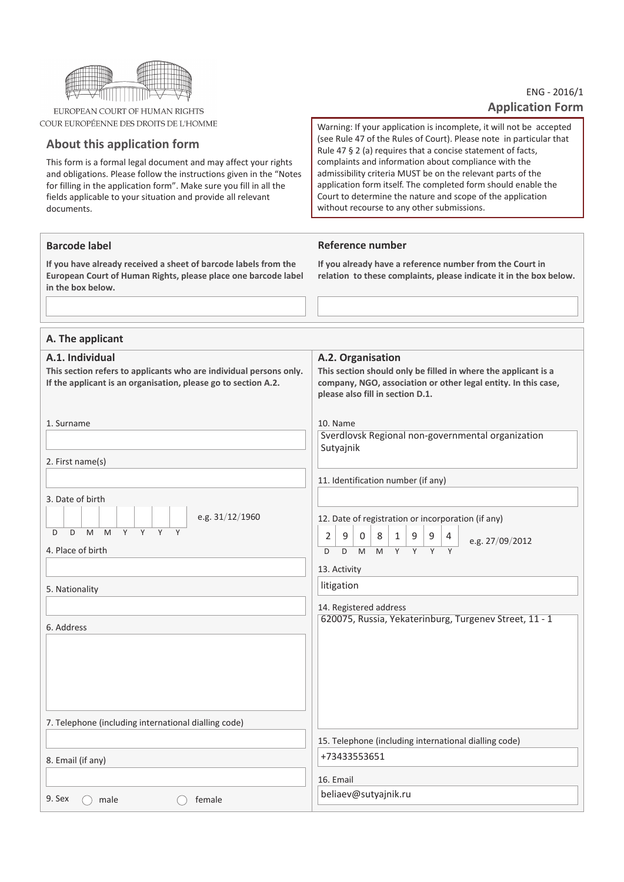EUROPEAN COURT OF HUMAN RIGHTS
COUR EUROPÉENNE DES DROITS DE L'HOMME

ENG - 2016/1

# Application Form

## About this application form

This form is a formal legal document and may affect your rights and obligations. Please follow the instructions given in the "Notes for filling in the application form". Make sure you fill in all the fields applicable to your situation and provide all relevant documents.

Warning: If your application is incomplete, it will not be accepted (see Rule 47 of the Rules of Court). Please note in particular that Rule 47 § 2 (a) requires that a concise statement of facts, complaints and information about compliance with the admissibility criteria MUST be on the relevant parts of the application form itself. The completed form should enable the Court to determine the nature and scope of the application without recourse to any other submissions.

### Barcode label

**If you have already received a sheet of barcode labels from the European Court of Human Rights, please place one barcode label in the box below.**

### Reference number

**If you already have a reference number from the Court in relation to these complaints, please indicate it in the box below.**

## A. The applicant

### A.1. Individual

**This section refers to applicants who are individual persons only. If the applicant is an organisation, please go to section A.2.**

1. Surname

2. First name(s)

3. Date of birth

D D M M Y Y Y Y — e.g. 31/12/1960

4. Place of birth

5. Nationality

6. Address

7. Telephone (including international dialling code)

8. Email (if any)

9. Sex ◯ male ◯ female

### A.2. Organisation

**This section should only be filled in where the applicant is a company, NGO, association or other legal entity. In this case, please also fill in section D.1.**

10. Name

Sverdlovsk Regional non-governmental organization Sutyajnik

11. Identification number (if any)

12. Date of registration or incorporation (if any)

2 9 0 8 1 9 9 4 (D D M M Y Y Y Y) — e.g. 27/09/2012

13. Activity

litigation

14. Registered address

620075, Russia, Yekaterinburg, Turgenev Street, 11 - 1

15. Telephone (including international dialling code)

+73433553651

16. Email

beliaev@sutyajnik.ru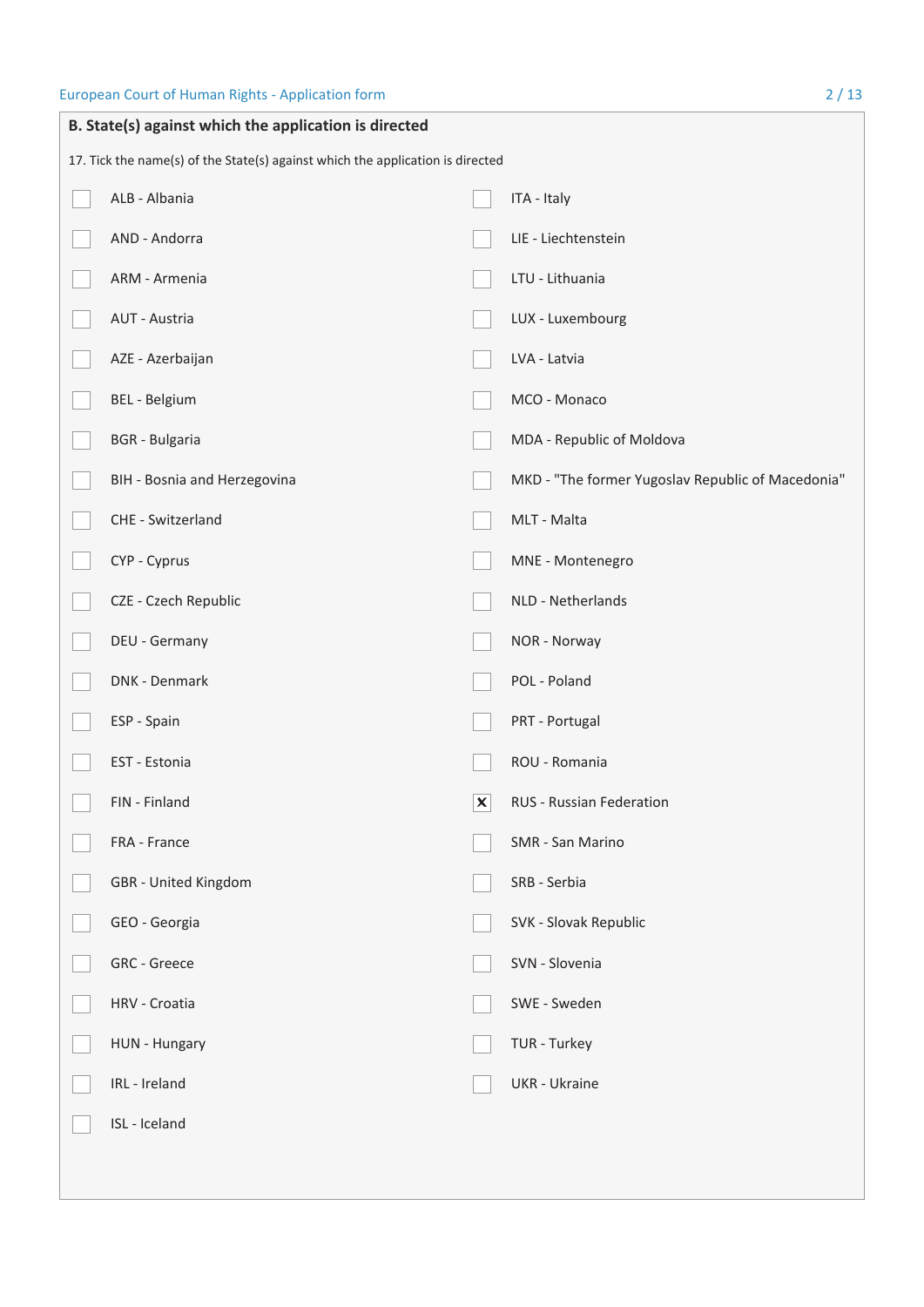## B. State(s) against which the application is directed

17. Tick the name(s) of the State(s) against which the application is directed

- [ ] ALB - Albania
- [ ] AND - Andorra
- [ ] ARM - Armenia
- [ ] AUT - Austria
- [ ] AZE - Azerbaijan
- [ ] BEL - Belgium
- [ ] BGR - Bulgaria
- [ ] BIH - Bosnia and Herzegovina
- [ ] CHE - Switzerland
- [ ] CYP - Cyprus
- [ ] CZE - Czech Republic
- [ ] DEU - Germany
- [ ] DNK - Denmark
- [ ] ESP - Spain
- [ ] EST - Estonia
- [ ] FIN - Finland
- [ ] FRA - France
- [ ] GBR - United Kingdom
- [ ] GEO - Georgia
- [ ] GRC - Greece
- [ ] HRV - Croatia
- [ ] HUN - Hungary
- [ ] IRL - Ireland
- [ ] ISL - Iceland
- [ ] ITA - Italy
- [ ] LIE - Liechtenstein
- [ ] LTU - Lithuania
- [ ] LUX - Luxembourg
- [ ] LVA - Latvia
- [ ] MCO - Monaco
- [ ] MDA - Republic of Moldova
- [ ] MKD - "The former Yugoslav Republic of Macedonia"
- [ ] MLT - Malta
- [ ] MNE - Montenegro
- [ ] NLD - Netherlands
- [ ] NOR - Norway
- [ ] POL - Poland
- [ ] PRT - Portugal
- [ ] ROU - Romania
- [x] RUS - Russian Federation
- [ ] SMR - San Marino
- [ ] SRB - Serbia
- [ ] SVK - Slovak Republic
- [ ] SVN - Slovenia
- [ ] SWE - Sweden
- [ ] TUR - Turkey
- [ ] UKR - Ukraine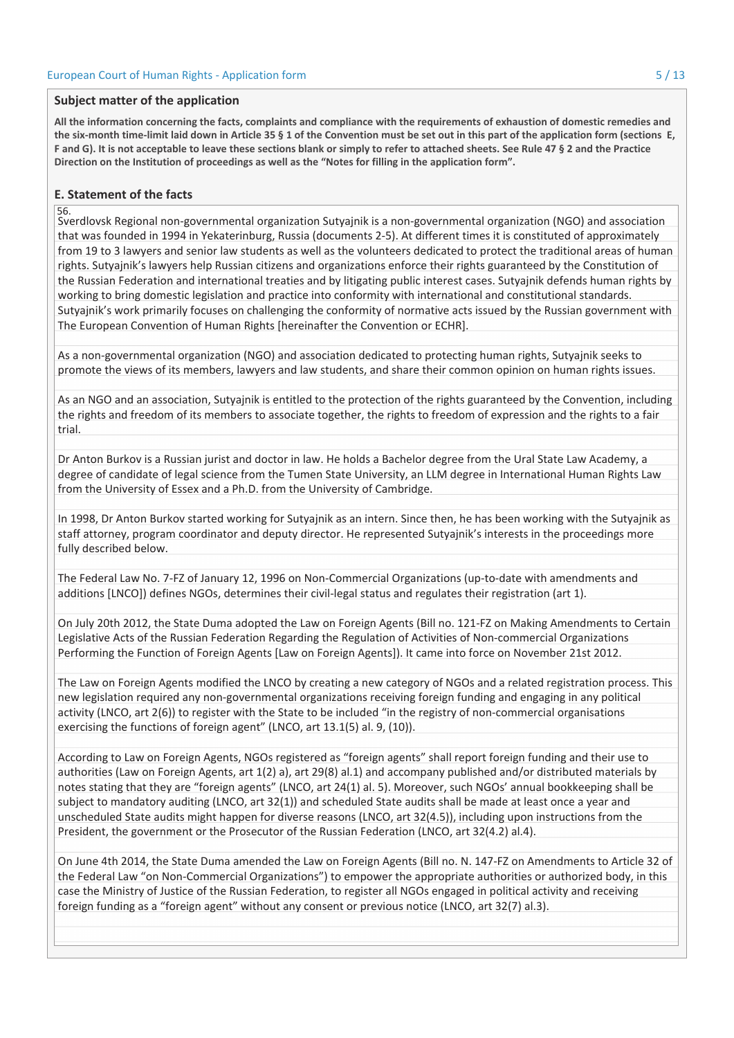## Subject matter of the application

**All the information concerning the facts, complaints and compliance with the requirements of exhaustion of domestic remedies and the six-month time-limit laid down in Article 35 § 1 of the Convention must be set out in this part of the application form (sections E, F and G). It is not acceptable to leave these sections blank or simply to refer to attached sheets. See Rule 47 § 2 and the Practice Direction on the Institution of proceedings as well as the "Notes for filling in the application form".**

## E. Statement of the facts

56.

Sverdlovsk Regional non-governmental organization Sutyajnik is a non-governmental organization (NGO) and association that was founded in 1994 in Yekaterinburg, Russia (documents 2-5). At different times it is constituted of approximately from 19 to 3 lawyers and senior law students as well as the volunteers dedicated to protect the traditional areas of human rights. Sutyajnik's lawyers help Russian citizens and organizations enforce their rights guaranteed by the Constitution of the Russian Federation and international treaties and by litigating public interest cases. Sutyajnik defends human rights by working to bring domestic legislation and practice into conformity with international and constitutional standards. Sutyajnik's work primarily focuses on challenging the conformity of normative acts issued by the Russian government with The European Convention of Human Rights [hereinafter the Convention or ECHR].

As a non-governmental organization (NGO) and association dedicated to protecting human rights, Sutyajnik seeks to promote the views of its members, lawyers and law students, and share their common opinion on human rights issues.

As an NGO and an association, Sutyajnik is entitled to the protection of the rights guaranteed by the Convention, including the rights and freedom of its members to associate together, the rights to freedom of expression and the rights to a fair trial.

Dr Anton Burkov is a Russian jurist and doctor in law. He holds a Bachelor degree from the Ural State Law Academy, a degree of candidate of legal science from the Tumen State University, an LLM degree in International Human Rights Law from the University of Essex and a Ph.D. from the University of Cambridge.

In 1998, Dr Anton Burkov started working for Sutyajnik as an intern. Since then, he has been working with the Sutyajnik as staff attorney, program coordinator and deputy director. He represented Sutyajnik's interests in the proceedings more fully described below.

The Federal Law No. 7-FZ of January 12, 1996 on Non-Commercial Organizations (up-to-date with amendments and additions [LNCO]) defines NGOs, determines their civil-legal status and regulates their registration (art 1).

On July 20th 2012, the State Duma adopted the Law on Foreign Agents (Bill no. 121-FZ on Making Amendments to Certain Legislative Acts of the Russian Federation Regarding the Regulation of Activities of Non-commercial Organizations Performing the Function of Foreign Agents [Law on Foreign Agents]). It came into force on November 21st 2012.

The Law on Foreign Agents modified the LNCO by creating a new category of NGOs and a related registration process. This new legislation required any non-governmental organizations receiving foreign funding and engaging in any political activity (LNCO, art 2(6)) to register with the State to be included "in the registry of non-commercial organisations exercising the functions of foreign agent" (LNCO, art 13.1(5) al. 9, (10)).

According to Law on Foreign Agents, NGOs registered as "foreign agents" shall report foreign funding and their use to authorities (Law on Foreign Agents, art 1(2) a), art 29(8) al.1) and accompany published and/or distributed materials by notes stating that they are "foreign agents" (LNCO, art 24(1) al. 5). Moreover, such NGOs' annual bookkeeping shall be subject to mandatory auditing (LNCO, art 32(1)) and scheduled State audits shall be made at least once a year and unscheduled State audits might happen for diverse reasons (LNCO, art 32(4.5)), including upon instructions from the President, the government or the Prosecutor of the Russian Federation (LNCO, art 32(4.2) al.4).

On June 4th 2014, the State Duma amended the Law on Foreign Agents (Bill no. N. 147-FZ on Amendments to Article 32 of the Federal Law "on Non-Commercial Organizations") to empower the appropriate authorities or authorized body, in this case the Ministry of Justice of the Russian Federation, to register all NGOs engaged in political activity and receiving foreign funding as a "foreign agent" without any consent or previous notice (LNCO, art 32(7) al.3).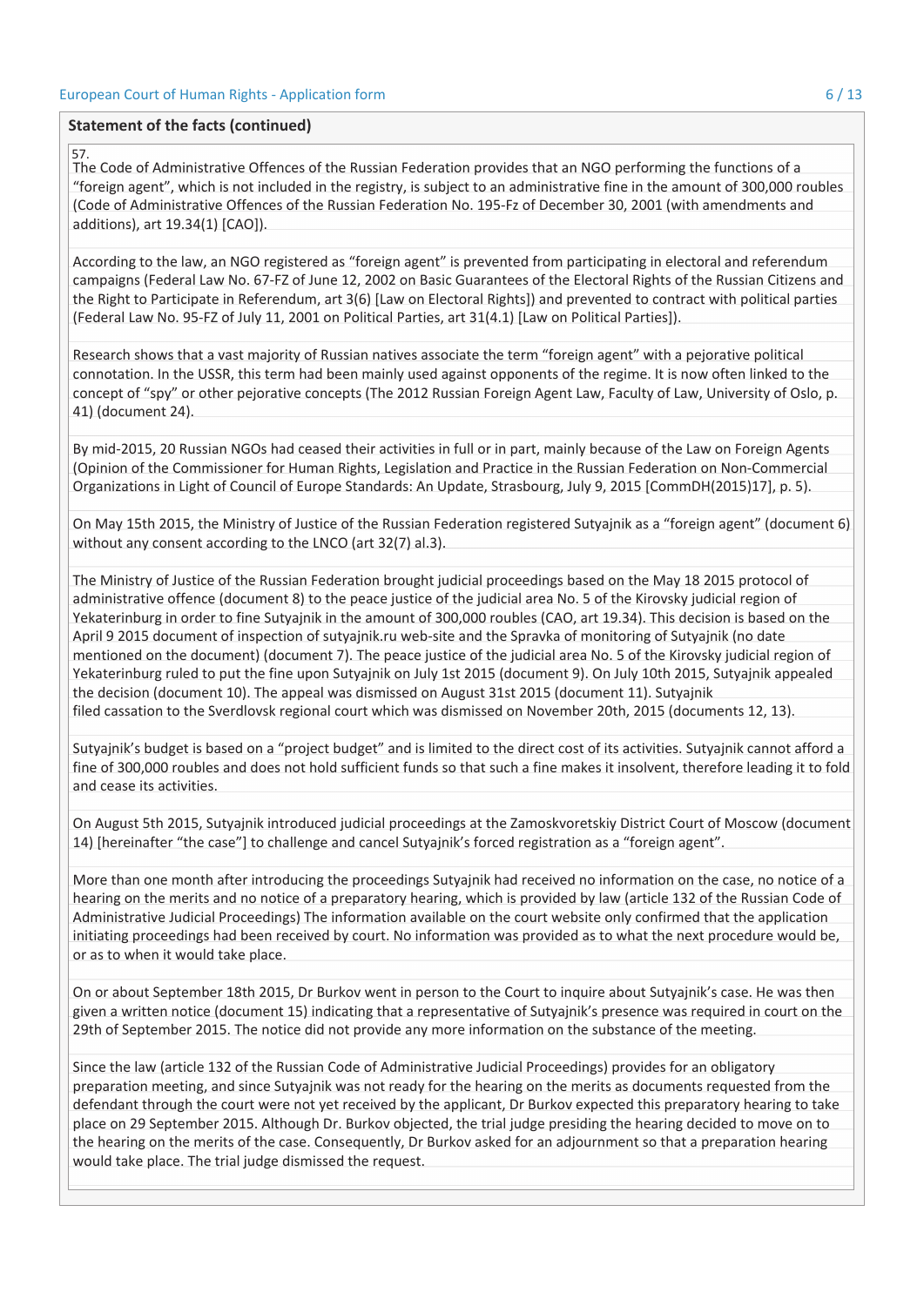**Statement of the facts (continued)**

57.

The Code of Administrative Offences of the Russian Federation provides that an NGO performing the functions of a "foreign agent", which is not included in the registry, is subject to an administrative fine in the amount of 300,000 roubles (Code of Administrative Offences of the Russian Federation No. 195-Fz of December 30, 2001 (with amendments and additions), art 19.34(1) [CAO]).

According to the law, an NGO registered as "foreign agent" is prevented from participating in electoral and referendum campaigns (Federal Law No. 67-FZ of June 12, 2002 on Basic Guarantees of the Electoral Rights of the Russian Citizens and the Right to Participate in Referendum, art 3(6) [Law on Electoral Rights]) and prevented to contract with political parties (Federal Law No. 95-FZ of July 11, 2001 on Political Parties, art 31(4.1) [Law on Political Parties]).

Research shows that a vast majority of Russian natives associate the term "foreign agent" with a pejorative political connotation. In the USSR, this term had been mainly used against opponents of the regime. It is now often linked to the concept of "spy" or other pejorative concepts (The 2012 Russian Foreign Agent Law, Faculty of Law, University of Oslo, p. 41) (document 24).

By mid-2015, 20 Russian NGOs had ceased their activities in full or in part, mainly because of the Law on Foreign Agents (Opinion of the Commissioner for Human Rights, Legislation and Practice in the Russian Federation on Non-Commercial Organizations in Light of Council of Europe Standards: An Update, Strasbourg, July 9, 2015 [CommDH(2015)17], p. 5).

On May 15th 2015, the Ministry of Justice of the Russian Federation registered Sutyajnik as a "foreign agent" (document 6) without any consent according to the LNCO (art 32(7) al.3).

The Ministry of Justice of the Russian Federation brought judicial proceedings based on the May 18 2015 protocol of administrative offence (document 8) to the peace justice of the judicial area No. 5 of the Kirovsky judicial region of Yekaterinburg in order to fine Sutyajnik in the amount of 300,000 roubles (CAO, art 19.34). This decision is based on the April 9 2015 document of inspection of sutyajnik.ru web-site and the Spravka of monitoring of Sutyajnik (no date mentioned on the document) (document 7). The peace justice of the judicial area No. 5 of the Kirovsky judicial region of Yekaterinburg ruled to put the fine upon Sutyajnik on July 1st 2015 (document 9). On July 10th 2015, Sutyajnik appealed the decision (document 10). The appeal was dismissed on August 31st 2015 (document 11). Sutyajnik filed cassation to the Sverdlovsk regional court which was dismissed on November 20th, 2015 (documents 12, 13).

Sutyajnik's budget is based on a "project budget" and is limited to the direct cost of its activities. Sutyajnik cannot afford a fine of 300,000 roubles and does not hold sufficient funds so that such a fine makes it insolvent, therefore leading it to fold and cease its activities.

On August 5th 2015, Sutyajnik introduced judicial proceedings at the Zamoskvoretskiy District Court of Moscow (document 14) [hereinafter "the case"] to challenge and cancel Sutyajnik's forced registration as a "foreign agent".

More than one month after introducing the proceedings Sutyajnik had received no information on the case, no notice of a hearing on the merits and no notice of a preparatory hearing, which is provided by law (article 132 of the Russian Code of Administrative Judicial Proceedings) The information available on the court website only confirmed that the application initiating proceedings had been received by court. No information was provided as to what the next procedure would be, or as to when it would take place.

On or about September 18th 2015, Dr Burkov went in person to the Court to inquire about Sutyajnik's case. He was then given a written notice (document 15) indicating that a representative of Sutyajnik's presence was required in court on the 29th of September 2015. The notice did not provide any more information on the substance of the meeting.

Since the law (article 132 of the Russian Code of Administrative Judicial Proceedings) provides for an obligatory preparation meeting, and since Sutyajnik was not ready for the hearing on the merits as documents requested from the defendant through the court were not yet received by the applicant, Dr Burkov expected this preparatory hearing to take place on 29 September 2015. Although Dr. Burkov objected, the trial judge presiding the hearing decided to move on to the hearing on the merits of the case. Consequently, Dr Burkov asked for an adjournment so that a preparation hearing would take place. The trial judge dismissed the request.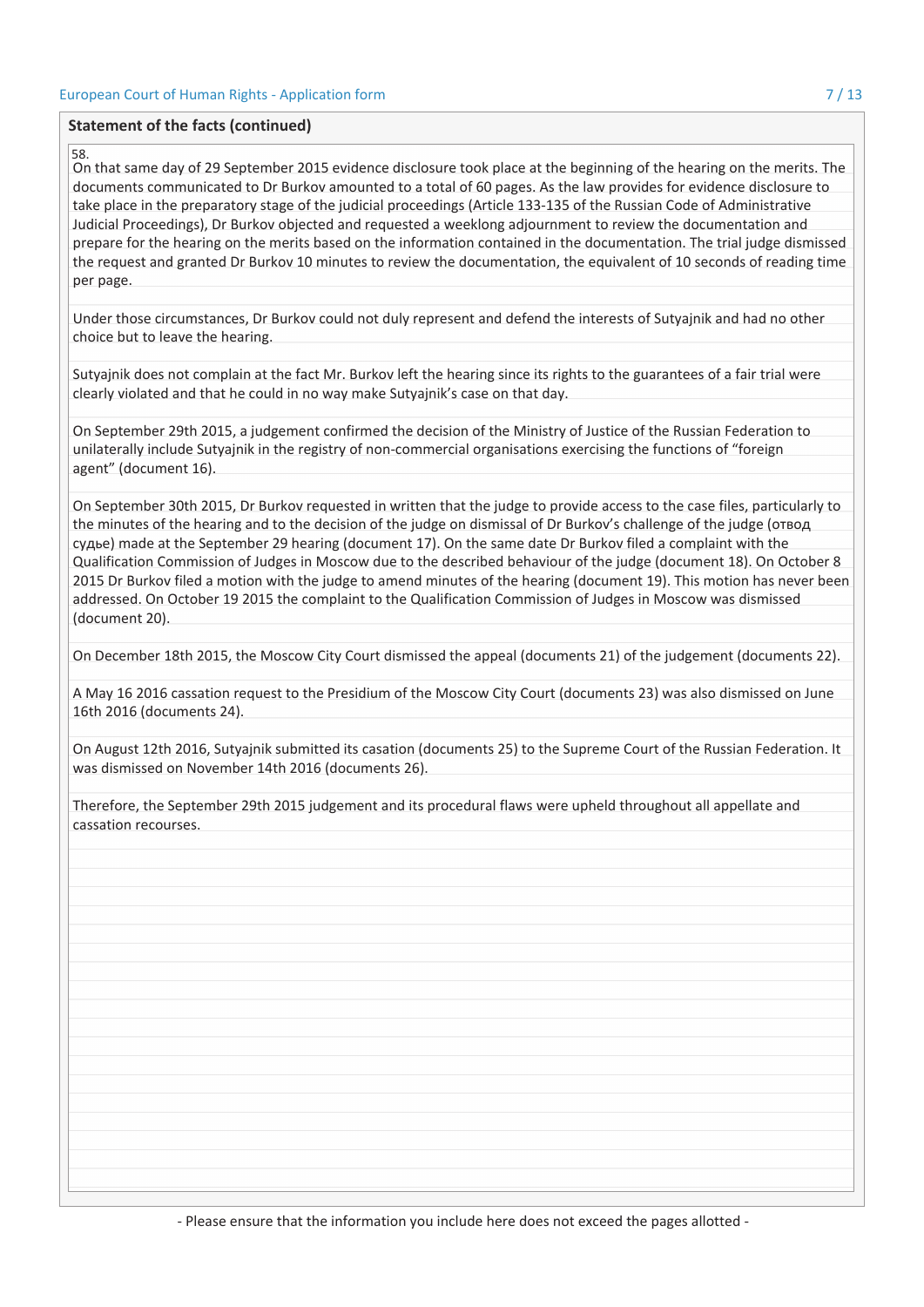## Statement of the facts (continued)

58.

On that same day of 29 September 2015 evidence disclosure took place at the beginning of the hearing on the merits. The documents communicated to Dr Burkov amounted to a total of 60 pages. As the law provides for evidence disclosure to take place in the preparatory stage of the judicial proceedings (Article 133-135 of the Russian Code of Administrative Judicial Proceedings), Dr Burkov objected and requested a weeklong adjournment to review the documentation and prepare for the hearing on the merits based on the information contained in the documentation. The trial judge dismissed the request and granted Dr Burkov 10 minutes to review the documentation, the equivalent of 10 seconds of reading time per page.

Under those circumstances, Dr Burkov could not duly represent and defend the interests of Sutyajnik and had no other choice but to leave the hearing.

Sutyajnik does not complain at the fact Mr. Burkov left the hearing since its rights to the guarantees of a fair trial were clearly violated and that he could in no way make Sutyajnik's case on that day.

On September 29th 2015, a judgement confirmed the decision of the Ministry of Justice of the Russian Federation to unilaterally include Sutyajnik in the registry of non-commercial organisations exercising the functions of "foreign agent" (document 16).

On September 30th 2015, Dr Burkov requested in written that the judge to provide access to the case files, particularly to the minutes of the hearing and to the decision of the judge on dismissal of Dr Burkov's challenge of the judge (отвод судье) made at the September 29 hearing (document 17). On the same date Dr Burkov filed a complaint with the Qualification Commission of Judges in Moscow due to the described behaviour of the judge (document 18). On October 8 2015 Dr Burkov filed a motion with the judge to amend minutes of the hearing (document 19). This motion has never been addressed. On October 19 2015 the complaint to the Qualification Commission of Judges in Moscow was dismissed (document 20).

On December 18th 2015, the Moscow City Court dismissed the appeal (documents 21) of the judgement (documents 22).

A May 16 2016 cassation request to the Presidium of the Moscow City Court (documents 23) was also dismissed on June 16th 2016 (documents 24).

On August 12th 2016, Sutyajnik submitted its cassation (documents 25) to the Supreme Court of the Russian Federation. It was dismissed on November 14th 2016 (documents 26).

Therefore, the September 29th 2015 judgement and its procedural flaws were upheld throughout all appellate and cassation recourses.

- Please ensure that the information you include here does not exceed the pages allotted -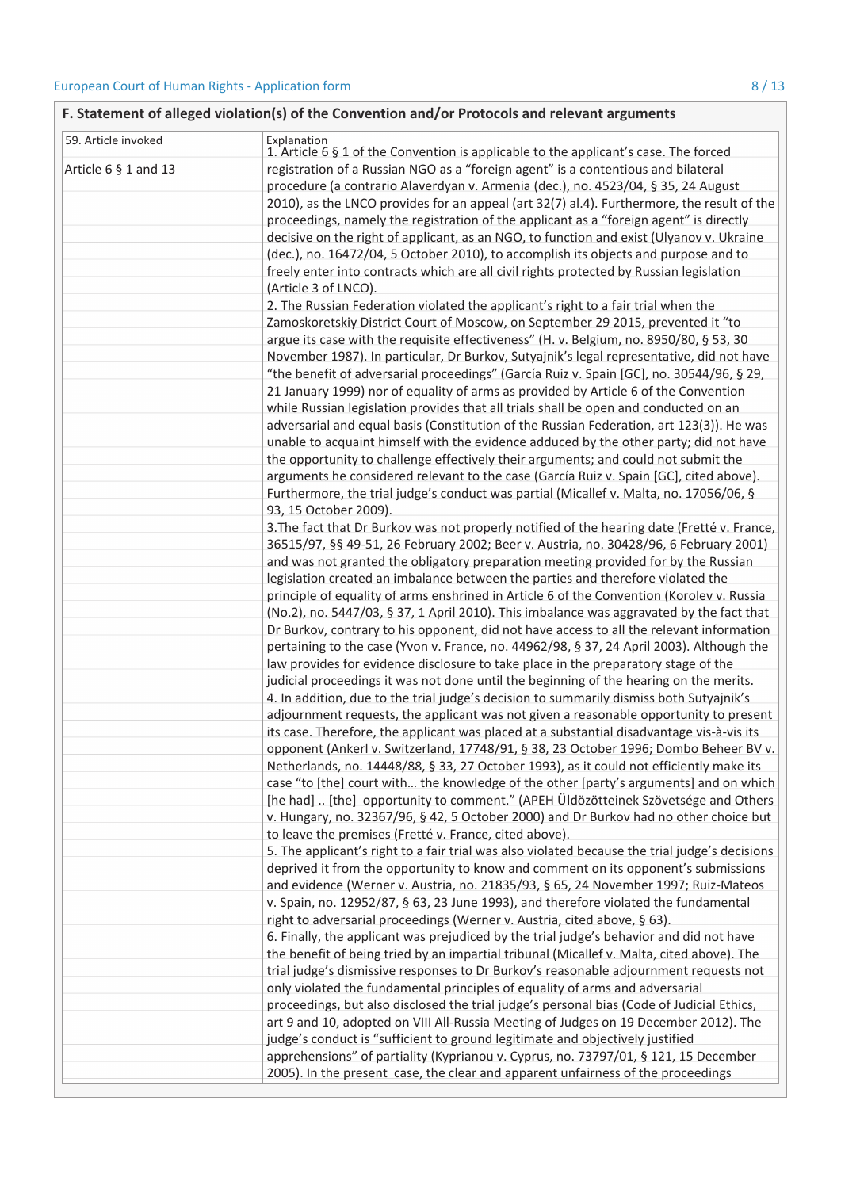## F. Statement of alleged violation(s) of the Convention and/or Protocols and relevant arguments

| 59. Article invoked | Explanation |
|---|---|
| Article 6 § 1 and 13 | 1. Article 6 § 1 of the Convention is applicable to the applicant's case. The forced registration of a Russian NGO as a "foreign agent" is a contentious and bilateral procedure (a contrario Alaverdyan v. Armenia (dec.), no. 4523/04, § 35, 24 August 2010), as the LNCO provides for an appeal (art 32(7) al.4). Furthermore, the result of the proceedings, namely the registration of the applicant as a "foreign agent" is directly decisive on the right of applicant, as an NGO, to function and exist (Ulyanov v. Ukraine (dec.), no. 16472/04, 5 October 2010), to accomplish its objects and purpose and to freely enter into contracts which are all civil rights protected by Russian legislation (Article 3 of LNCO).<br>2. The Russian Federation violated the applicant's right to a fair trial when the Zamoskoretskiy District Court of Moscow, on September 29 2015, prevented it "to argue its case with the requisite effectiveness" (H. v. Belgium, no. 8950/80, § 53, 30 November 1987). In particular, Dr Burkov, Sutyajnik's legal representative, did not have "the benefit of adversarial proceedings" (García Ruiz v. Spain [GC], no. 30544/96, § 29, 21 January 1999) nor of equality of arms as provided by Article 6 of the Convention while Russian legislation provides that all trials shall be open and conducted on an adversarial and equal basis (Constitution of the Russian Federation, art 123(3)). He was unable to acquaint himself with the evidence adduced by the other party; did not have the opportunity to challenge effectively their arguments; and could not submit the arguments he considered relevant to the case (García Ruiz v. Spain [GC], cited above). Furthermore, the trial judge's conduct was partial (Micallef v. Malta, no. 17056/06, § 93, 15 October 2009).<br>3.The fact that Dr Burkov was not properly notified of the hearing date (Fretté v. France, 36515/97, §§ 49-51, 26 February 2002; Beer v. Austria, no. 30428/96, 6 February 2001) and was not granted the obligatory preparation meeting provided for by the Russian legislation created an imbalance between the parties and therefore violated the principle of equality of arms enshrined in Article 6 of the Convention (Korolev v. Russia (No.2), no. 5447/03, § 37, 1 April 2010). This imbalance was aggravated by the fact that Dr Burkov, contrary to his opponent, did not have access to all the relevant information pertaining to the case (Yvon v. France, no. 44962/98, § 37, 24 April 2003). Although the law provides for evidence disclosure to take place in the preparatory stage of the judicial proceedings it was not done until the beginning of the hearing on the merits.<br>4. In addition, due to the trial judge's decision to summarily dismiss both Sutyajnik's adjournment requests, the applicant was not given a reasonable opportunity to present its case. Therefore, the applicant was placed at a substantial disadvantage vis-à-vis its opponent (Ankerl v. Switzerland, 17748/91, § 38, 23 October 1996; Dombo Beheer BV v. Netherlands, no. 14448/88, § 33, 27 October 1993), as it could not efficiently make its case "to [the] court with… the knowledge of the other [party's arguments] and on which [he had] .. [the] opportunity to comment." (APEH Üldözötteinek Szövetsége and Others v. Hungary, no. 32367/96, § 42, 5 October 2000) and Dr Burkov had no other choice but to leave the premises (Fretté v. France, cited above).<br>5. The applicant's right to a fair trial was also violated because the trial judge's decisions deprived it from the opportunity to know and comment on its opponent's submissions and evidence (Werner v. Austria, no. 21835/93, § 65, 24 November 1997; Ruiz-Mateos v. Spain, no. 12952/87, § 63, 23 June 1993), and therefore violated the fundamental right to adversarial proceedings (Werner v. Austria, cited above, § 63).<br>6. Finally, the applicant was prejudiced by the trial judge's behavior and did not have the benefit of being tried by an impartial tribunal (Micallef v. Malta, cited above). The trial judge's dismissive responses to Dr Burkov's reasonable adjournment requests not only violated the fundamental principles of equality of arms and adversarial proceedings, but also disclosed the trial judge's personal bias (Code of Judicial Ethics, art 9 and 10, adopted on VIII All-Russia Meeting of Judges on 19 December 2012). The judge's conduct is "sufficient to ground legitimate and objectively justified apprehensions" of partiality (Kyprianou v. Cyprus, no. 73797/01, § 121, 15 December 2005). In the present case, the clear and apparent unfairness of the proceedings |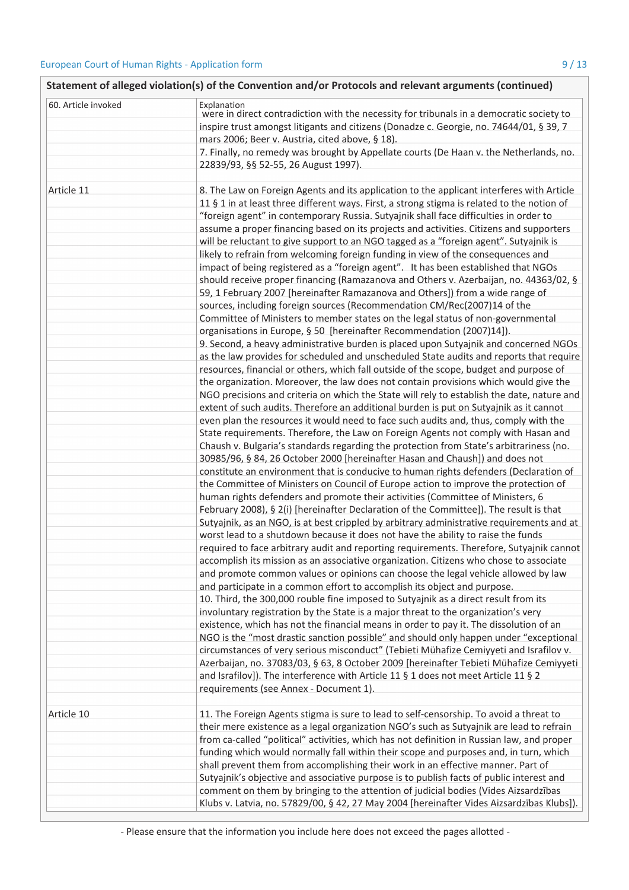**Statement of alleged violation(s) of the Convention and/or Protocols and relevant arguments (continued)**

| 60. Article invoked | Explanation |
|---|---|
| | were in direct contradiction with the necessity for tribunals in a democratic society to inspire trust amongst litigants and citizens (Donadze c. Georgie, no. 74644/01, § 39, 7 mars 2006; Beer v. Austria, cited above, § 18). |
| | 7. Finally, no remedy was brought by Appellate courts (De Haan v. the Netherlands, no. 22839/93, §§ 52-55, 26 August 1997). |
| Article 11 | 8. The Law on Foreign Agents and its application to the applicant interferes with Article 11 § 1 in at least three different ways. First, a strong stigma is related to the notion of "foreign agent" in contemporary Russia. Sutyajnik shall face difficulties in order to assume a proper financing based on its projects and activities. Citizens and supporters will be reluctant to give support to an NGO tagged as a "foreign agent". Sutyajnik is likely to refrain from welcoming foreign funding in view of the consequences and impact of being registered as a "foreign agent". It has been established that NGOs should receive proper financing (Ramazanova and Others v. Azerbaijan, no. 44363/02, § 59, 1 February 2007 [hereinafter Ramazanova and Others]) from a wide range of sources, including foreign sources (Recommendation CM/Rec(2007)14 of the Committee of Ministers to member states on the legal status of non-governmental organisations in Europe, § 50 [hereinafter Recommendation (2007)14]). |
| | 9. Second, a heavy administrative burden is placed upon Sutyajnik and concerned NGOs as the law provides for scheduled and unscheduled State audits and reports that require resources, financial or others, which fall outside of the scope, budget and purpose of the organization. Moreover, the law does not contain provisions which would give the NGO precisions and criteria on which the State will rely to establish the date, nature and extent of such audits. Therefore an additional burden is put on Sutyajnik as it cannot even plan the resources it would need to face such audits and, thus, comply with the State requirements. Therefore, the Law on Foreign Agents not comply with Hasan and Chaush v. Bulgaria's standards regarding the protection from State's arbitrariness (no. 30985/96, § 84, 26 October 2000 [hereinafter Hasan and Chaush]) and does not constitute an environment that is conducive to human rights defenders (Declaration of the Committee of Ministers on Council of Europe action to improve the protection of human rights defenders and promote their activities (Committee of Ministers, 6 February 2008), § 2(i) [hereinafter Declaration of the Committee]). The result is that Sutyajnik, as an NGO, is at best crippled by arbitrary administrative requirements and at worst lead to a shutdown because it does not have the ability to raise the funds required to face arbitrary audit and reporting requirements. Therefore, Sutyajnik cannot accomplish its mission as an associative organization. Citizens who chose to associate and promote common values or opinions can choose the legal vehicle allowed by law and participate in a common effort to accomplish its object and purpose. |
| | 10. Third, the 300,000 rouble fine imposed to Sutyajnik as a direct result from its involuntary registration by the State is a major threat to the organization's very existence, which has not the financial means in order to pay it. The dissolution of an NGO is the "most drastic sanction possible" and should only happen under "exceptional circumstances of very serious misconduct" (Tebieti Mühafize Cemiyyeti and Israfilov v. Azerbaijan, no. 37083/03, § 63, 8 October 2009 [hereinafter Tebieti Mühafize Cemiyyeti and Israfilov]). The interference with Article 11 § 1 does not meet Article 11 § 2 requirements (see Annex - Document 1). |
| Article 10 | 11. The Foreign Agents stigma is sure to lead to self-censorship. To avoid a threat to their mere existence as a legal organization NGO's such as Sutyajnik are lead to refrain from ca-called "political" activities, which has not definition in Russian law, and proper funding which would normally fall within their scope and purposes and, in turn, which shall prevent them from accomplishing their work in an effective manner. Part of Sutyajnik's objective and associative purpose is to publish facts of public interest and comment on them by bringing to the attention of judicial bodies (Vides Aizsardzības Klubs v. Latvia, no. 57829/00, § 42, 27 May 2004 [hereinafter Vides Aizsardzības Klubs]). |

- Please ensure that the information you include here does not exceed the pages allotted -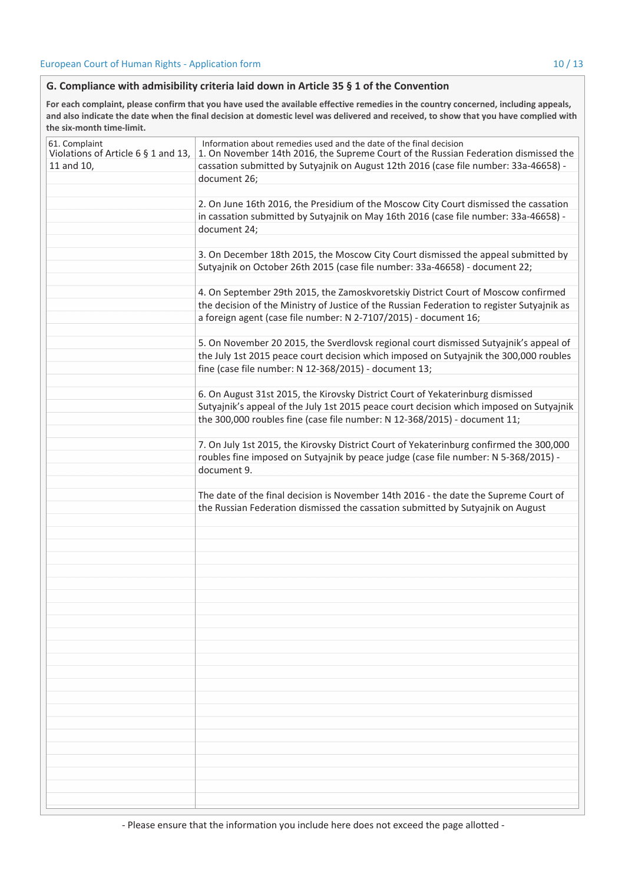## G. Compliance with admisibility criteria laid down in Article 35 § 1 of the Convention

**For each complaint, please confirm that you have used the available effective remedies in the country concerned, including appeals, and also indicate the date when the final decision at domestic level was delivered and received, to show that you have complied with the six-month time-limit.**

| 61. Complaint | Information about remedies used and the date of the final decision |
|---|---|
| Violations of Article 6 § 1 and 13, 11 and 10, | 1. On November 14th 2016, the Supreme Court of the Russian Federation dismissed the cassation submitted by Sutyajnik on August 12th 2016 (case file number: 33a-46658) - document 26;<br><br>2. On June 16th 2016, the Presidium of the Moscow City Court dismissed the cassation in cassation submitted by Sutyajnik on May 16th 2016 (case file number: 33a-46658) - document 24;<br><br>3. On December 18th 2015, the Moscow City Court dismissed the appeal submitted by Sutyajnik on October 26th 2015 (case file number: 33a-46658) - document 22;<br><br>4. On September 29th 2015, the Zamoskvoretskiy District Court of Moscow confirmed the decision of the Ministry of Justice of the Russian Federation to register Sutyajnik as a foreign agent (case file number: N 2-7107/2015) - document 16;<br><br>5. On November 20 2015, the Sverdlovsk regional court dismissed Sutyajnik's appeal of the July 1st 2015 peace court decision which imposed on Sutyajnik the 300,000 roubles fine (case file number: N 12-368/2015) - document 13;<br><br>6. On August 31st 2015, the Kirovsky District Court of Yekaterinburg dismissed Sutyajnik's appeal of the July 1st 2015 peace court decision which imposed on Sutyajnik the 300,000 roubles fine (case file number: N 12-368/2015) - document 11;<br><br>7. On July 1st 2015, the Kirovsky District Court of Yekaterinburg confirmed the 300,000 roubles fine imposed on Sutyajnik by peace judge (case file number: N 5-368/2015) - document 9.<br><br>The date of the final decision is November 14th 2016 - the date the Supreme Court of the Russian Federation dismissed the cassation submitted by Sutyajnik on August |

- Please ensure that the information you include here does not exceed the page allotted -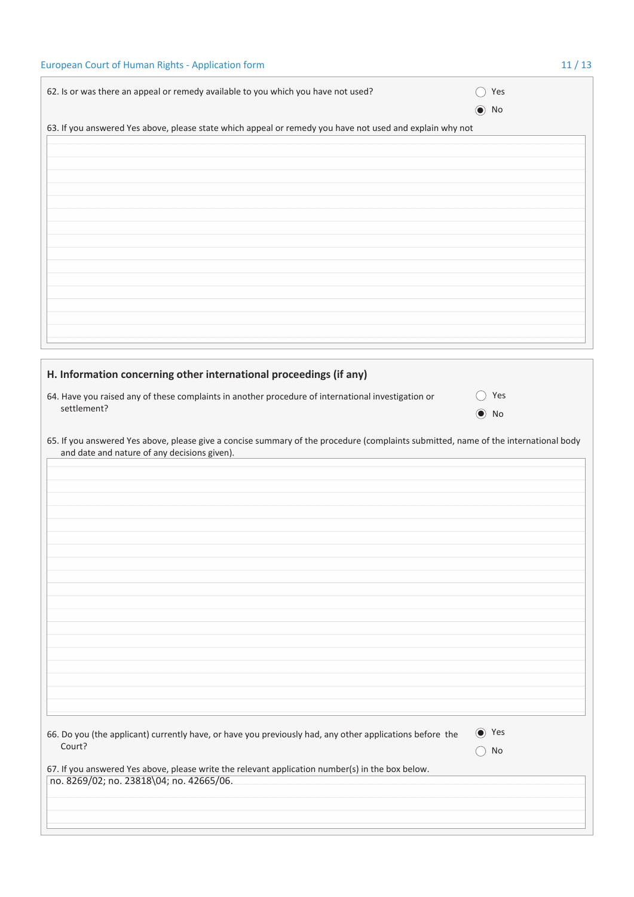62. Is or was there an appeal or remedy available to you which you have not used?

- ○ Yes
- ◉ No

63. If you answered Yes above, please state which appeal or remedy you have not used and explain why not

## H. Information concerning other international proceedings (if any)

64. Have you raised any of these complaints in another procedure of international investigation or settlement?

- ○ Yes
- ◉ No

65. If you answered Yes above, please give a concise summary of the procedure (complaints submitted, name of the international body and date and nature of any decisions given).

66. Do you (the applicant) currently have, or have you previously had, any other applications before the Court?

- ◉ Yes
- ○ No

67. If you answered Yes above, please write the relevant application number(s) in the box below.

no. 8269/02; no. 23818\04; no. 42665/06.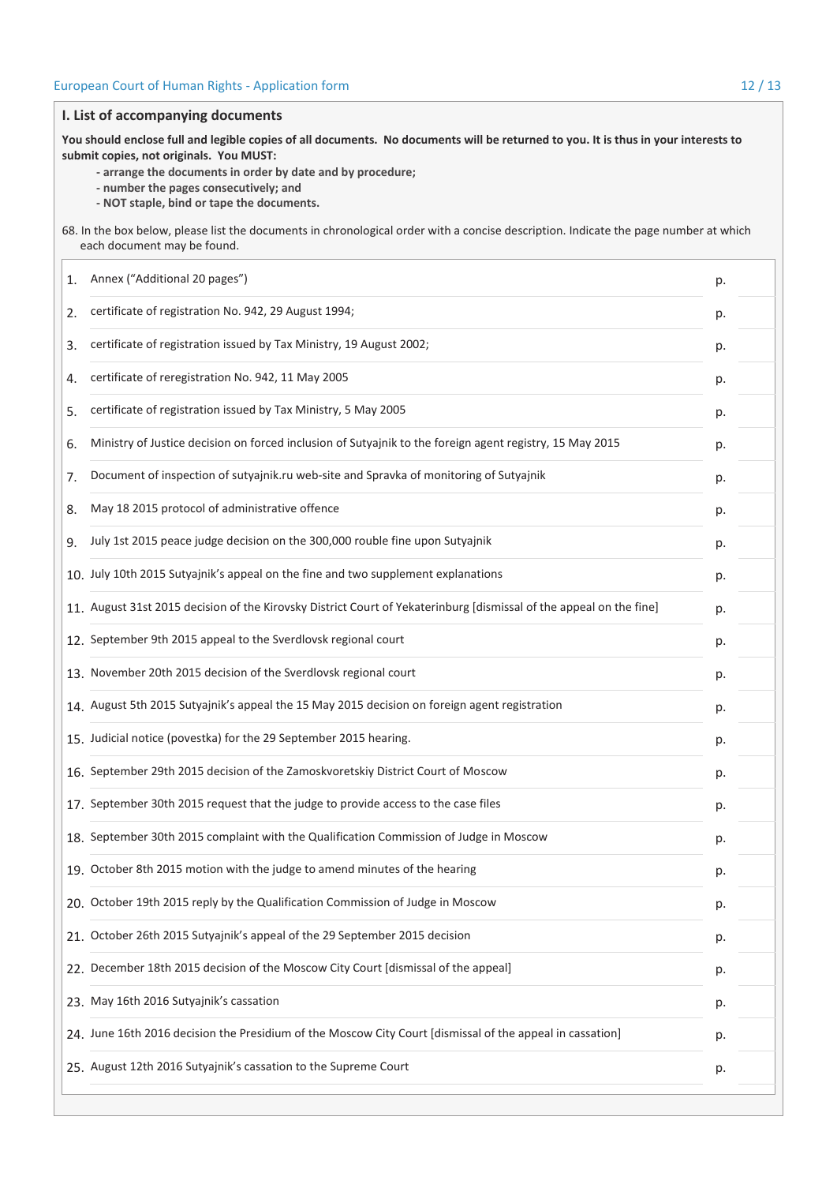## I. List of accompanying documents

**You should enclose full and legible copies of all documents. No documents will be returned to you. It is thus in your interests to submit copies, not originals. You MUST:**

- **arrange the documents in order by date and by procedure;**
- **number the pages consecutively; and**
- **NOT staple, bind or tape the documents.**

68. In the box below, please list the documents in chronological order with a concise description. Indicate the page number at which each document may be found.

| No. | Document | Page |
|---|---|---|
| 1. | Annex ("Additional 20 pages") | p. |
| 2. | certificate of registration No. 942, 29 August 1994; | p. |
| 3. | certificate of registration issued by Tax Ministry, 19 August 2002; | p. |
| 4. | certificate of reregistration No. 942, 11 May 2005 | p. |
| 5. | certificate of registration issued by Tax Ministry, 5 May 2005 | p. |
| 6. | Ministry of Justice decision on forced inclusion of Sutyajnik to the foreign agent registry, 15 May 2015 | p. |
| 7. | Document of inspection of sutyajnik.ru web-site and Spravka of monitoring of Sutyajnik | p. |
| 8. | May 18 2015 protocol of administrative offence | p. |
| 9. | July 1st 2015 peace judge decision on the 300,000 rouble fine upon Sutyajnik | p. |
| 10. | July 10th 2015 Sutyajnik's appeal on the fine and two supplement explanations | p. |
| 11. | August 31st 2015 decision of the Kirovsky District Court of Yekaterinburg [dismissal of the appeal on the fine] | p. |
| 12. | September 9th 2015 appeal to the Sverdlovsk regional court | p. |
| 13. | November 20th 2015 decision of the Sverdlovsk regional court | p. |
| 14. | August 5th 2015 Sutyajnik's appeal the 15 May 2015 decision on foreign agent registration | p. |
| 15. | Judicial notice (povestka) for the 29 September 2015 hearing. | p. |
| 16. | September 29th 2015 decision of the Zamoskvoretskiy District Court of Moscow | p. |
| 17. | September 30th 2015 request that the judge to provide access to the case files | p. |
| 18. | September 30th 2015 complaint with the Qualification Commission of Judge in Moscow | p. |
| 19. | October 8th 2015 motion with the judge to amend minutes of the hearing | p. |
| 20. | October 19th 2015 reply by the Qualification Commission of Judge in Moscow | p. |
| 21. | October 26th 2015 Sutyajnik's appeal of the 29 September 2015 decision | p. |
| 22. | December 18th 2015 decision of the Moscow City Court [dismissal of the appeal] | p. |
| 23. | May 16th 2016 Sutyajnik's cassation | p. |
| 24. | June 16th 2016 decision the Presidium of the Moscow City Court [dismissal of the appeal in cassation] | p. |
| 25. | August 12th 2016 Sutyajnik's cassation to the Supreme Court | p. |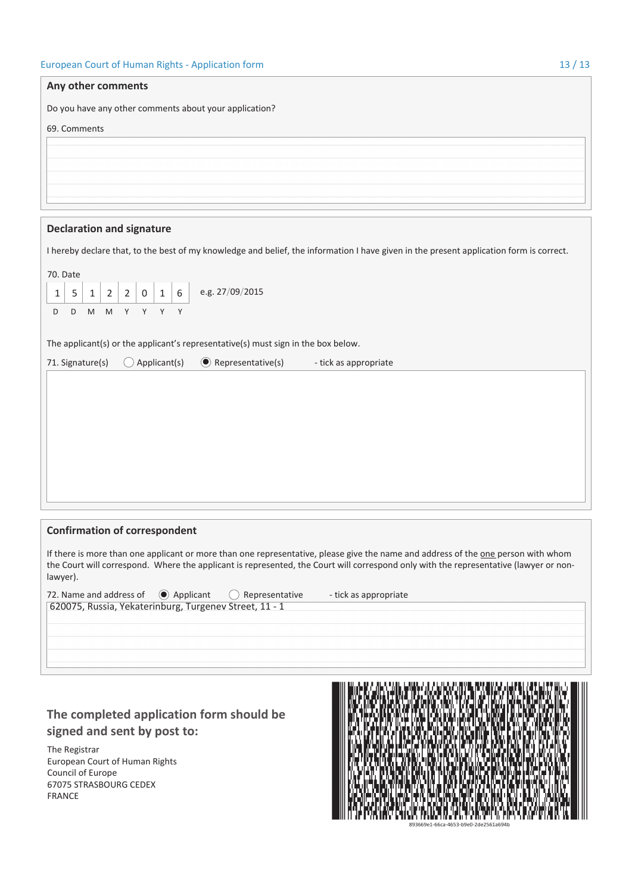## Any other comments

Do you have any other comments about your application?

69. Comments

## Declaration and signature

I hereby declare that, to the best of my knowledge and belief, the information I have given in the present application form is correct.

70. Date

| 1 | 5 | 1 | 2 | 2 | 0 | 1 | 6 |
|---|---|---|---|---|---|---|---|
| D | D | M | M | Y | Y | Y | Y |

e.g. 27/09/2015

The applicant(s) or the applicant's representative(s) must sign in the box below.

71. Signature(s) ◯ Applicant(s) ◉ Representative(s) - tick as appropriate

## Confirmation of correspondent

If there is more than one applicant or more than one representative, please give the name and address of the one person with whom the Court will correspond. Where the applicant is represented, the Court will correspond only with the representative (lawyer or non-lawyer).

72. Name and address of ◉ Applicant ◯ Representative - tick as appropriate

620075, Russia, Yekaterinburg, Turgenev Street, 11 - 1

## The completed application form should be signed and sent by post to:

The Registrar
European Court of Human Rights
Council of Europe
67075 STRASBOURG CEDEX
FRANCE

893669e1-66ca-4653-b9e0-2de2561a694b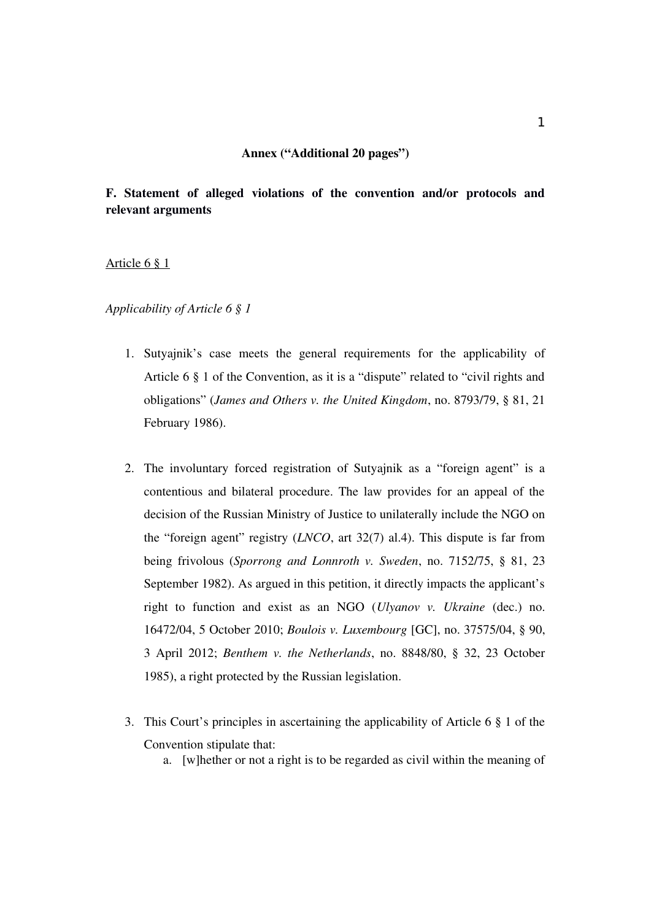**Annex ("Additional 20 pages")**

**F. Statement of alleged violations of the convention and/or protocols and relevant arguments**

<u>Article 6 § 1</u>

*Applicability of Article 6 § 1*

1. Sutyajnik's case meets the general requirements for the applicability of Article 6 § 1 of the Convention, as it is a "dispute" related to "civil rights and obligations" (*James and Others v. the United Kingdom*, no. 8793/79, § 81, 21 February 1986).

2. The involuntary forced registration of Sutyajnik as a "foreign agent" is a contentious and bilateral procedure. The law provides for an appeal of the decision of the Russian Ministry of Justice to unilaterally include the NGO on the "foreign agent" registry (*LNCO*, art 32(7) al.4). This dispute is far from being frivolous (*Sporrong and Lonnroth v. Sweden*, no. 7152/75, § 81, 23 September 1982). As argued in this petition, it directly impacts the applicant's right to function and exist as an NGO (*Ulyanov v. Ukraine* (dec.) no. 16472/04, 5 October 2010; *Boulois v. Luxembourg* [GC], no. 37575/04, § 90, 3 April 2012; *Benthem v. the Netherlands*, no. 8848/80, § 32, 23 October 1985), a right protected by the Russian legislation.

3. This Court's principles in ascertaining the applicability of Article 6 § 1 of the Convention stipulate that:
   a. [w]hether or not a right is to be regarded as civil within the meaning of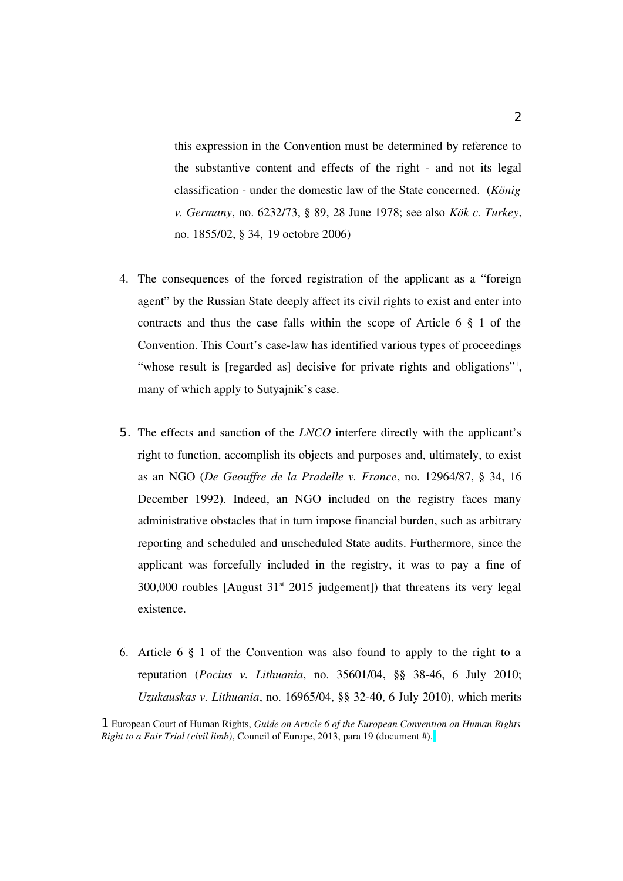this expression in the Convention must be determined by reference to the substantive content and effects of the right - and not its legal classification - under the domestic law of the State concerned. (*König v. Germany*, no. 6232/73, § 89, 28 June 1978; see also *Kök c. Turkey*, no. 1855/02, § 34, 19 octobre 2006)

4. The consequences of the forced registration of the applicant as a "foreign agent" by the Russian State deeply affect its civil rights to exist and enter into contracts and thus the case falls within the scope of Article 6 § 1 of the Convention. This Court's case-law has identified various types of proceedings "whose result is [regarded as] decisive for private rights and obligations"[1], many of which apply to Sutyajnik's case.

5. The effects and sanction of the *LNCO* interfere directly with the applicant's right to function, accomplish its objects and purposes and, ultimately, to exist as an NGO (*De Geouffre de la Pradelle v. France*, no. 12964/87, § 34, 16 December 1992). Indeed, an NGO included on the registry faces many administrative obstacles that in turn impose financial burden, such as arbitrary reporting and scheduled and unscheduled State audits. Furthermore, since the applicant was forcefully included in the registry, it was to pay a fine of 300,000 roubles [August 31st 2015 judgement]) that threatens its very legal existence.

6. Article 6 § 1 of the Convention was also found to apply to the right to a reputation (*Pocius v. Lithuania*, no. 35601/04, §§ 38-46, 6 July 2010; *Uzukauskas v. Lithuania*, no. 16965/04, §§ 32-40, 6 July 2010), which merits

[1] European Court of Human Rights, *Guide on Article 6 of the European Convention on Human Rights Right to a Fair Trial (civil limb)*, Council of Europe, 2013, para 19 (document #).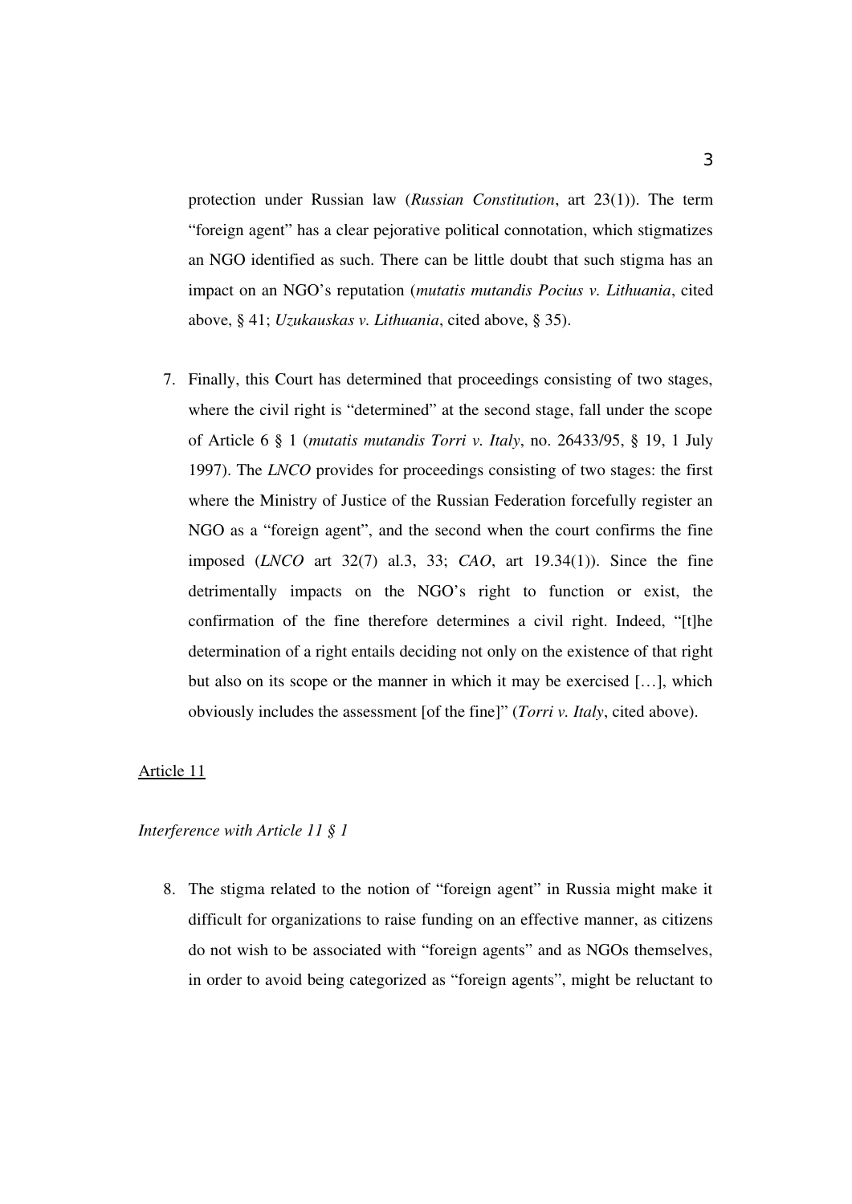protection under Russian law (*Russian Constitution*, art 23(1)). The term "foreign agent" has a clear pejorative political connotation, which stigmatizes an NGO identified as such. There can be little doubt that such stigma has an impact on an NGO's reputation (*mutatis mutandis Pocius v. Lithuania*, cited above, § 41; *Uzukauskas v. Lithuania*, cited above, § 35).

7. Finally, this Court has determined that proceedings consisting of two stages, where the civil right is "determined" at the second stage, fall under the scope of Article 6 § 1 (*mutatis mutandis Torri v. Italy*, no. 26433/95, § 19, 1 July 1997). The *LNCO* provides for proceedings consisting of two stages: the first where the Ministry of Justice of the Russian Federation forcefully register an NGO as a "foreign agent", and the second when the court confirms the fine imposed (*LNCO* art 32(7) al.3, 33; *CAO*, art 19.34(1)). Since the fine detrimentally impacts on the NGO's right to function or exist, the confirmation of the fine therefore determines a civil right. Indeed, "[t]he determination of a right entails deciding not only on the existence of that right but also on its scope or the manner in which it may be exercised […], which obviously includes the assessment [of the fine]" (*Torri v. Italy*, cited above).

<u>Article 11</u>

*Interference with Article 11 § 1*

8. The stigma related to the notion of "foreign agent" in Russia might make it difficult for organizations to raise funding on an effective manner, as citizens do not wish to be associated with "foreign agents" and as NGOs themselves, in order to avoid being categorized as "foreign agents", might be reluctant to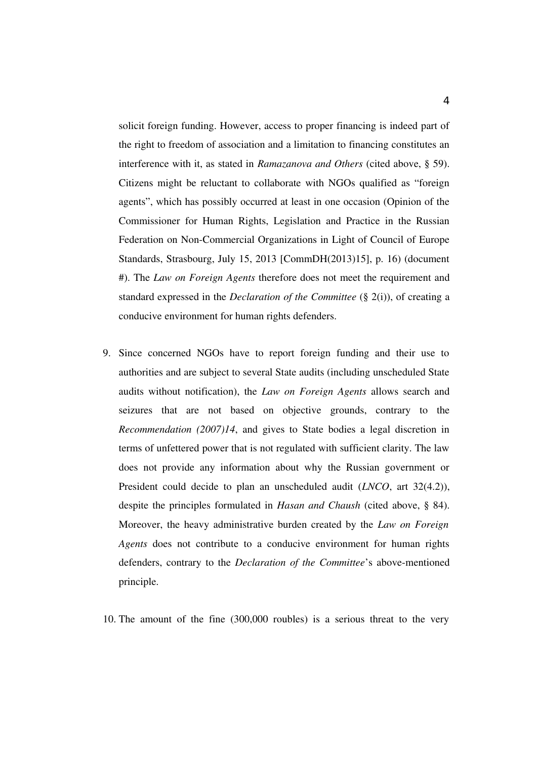solicit foreign funding. However, access to proper financing is indeed part of the right to freedom of association and a limitation to financing constitutes an interference with it, as stated in *Ramazanova and Others* (cited above, § 59). Citizens might be reluctant to collaborate with NGOs qualified as "foreign agents", which has possibly occurred at least in one occasion (Opinion of the Commissioner for Human Rights, Legislation and Practice in the Russian Federation on Non-Commercial Organizations in Light of Council of Europe Standards, Strasbourg, July 15, 2013 [CommDH(2013)15], p. 16) (document #). The *Law on Foreign Agents* therefore does not meet the requirement and standard expressed in the *Declaration of the Committee* (§ 2(i)), of creating a conducive environment for human rights defenders.

9. Since concerned NGOs have to report foreign funding and their use to authorities and are subject to several State audits (including unscheduled State audits without notification), the *Law on Foreign Agents* allows search and seizures that are not based on objective grounds, contrary to the *Recommendation (2007)14*, and gives to State bodies a legal discretion in terms of unfettered power that is not regulated with sufficient clarity. The law does not provide any information about why the Russian government or President could decide to plan an unscheduled audit (*LNCO*, art 32(4.2)), despite the principles formulated in *Hasan and Chaush* (cited above, § 84). Moreover, the heavy administrative burden created by the *Law on Foreign Agents* does not contribute to a conducive environment for human rights defenders, contrary to the *Declaration of the Committee*'s above-mentioned principle.

10. The amount of the fine (300,000 roubles) is a serious threat to the very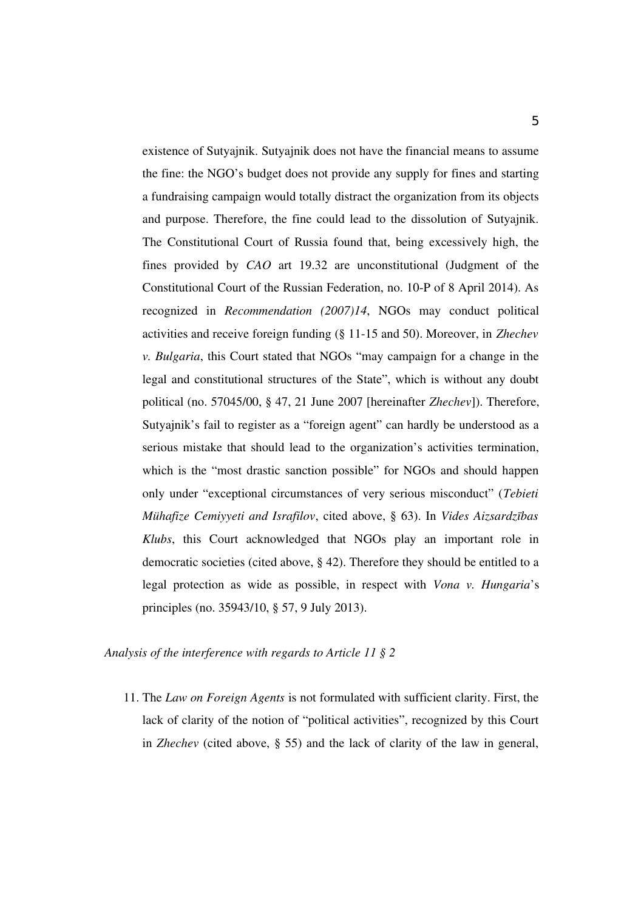existence of Sutyajnik. Sutyajnik does not have the financial means to assume the fine: the NGO's budget does not provide any supply for fines and starting a fundraising campaign would totally distract the organization from its objects and purpose. Therefore, the fine could lead to the dissolution of Sutyajnik. The Constitutional Court of Russia found that, being excessively high, the fines provided by *CAO* art 19.32 are unconstitutional (Judgment of the Constitutional Court of the Russian Federation, no. 10-P of 8 April 2014). As recognized in *Recommendation (2007)14*, NGOs may conduct political activities and receive foreign funding (§ 11-15 and 50). Moreover, in *Zhechev v. Bulgaria*, this Court stated that NGOs "may campaign for a change in the legal and constitutional structures of the State", which is without any doubt political (no. 57045/00, § 47, 21 June 2007 [hereinafter *Zhechev*]). Therefore, Sutyajnik's fail to register as a "foreign agent" can hardly be understood as a serious mistake that should lead to the organization's activities termination, which is the "most drastic sanction possible" for NGOs and should happen only under "exceptional circumstances of very serious misconduct" (*Tebieti Mühafize Cemiyyeti and Israfilov*, cited above, § 63). In *Vides Aizsardzības Klubs*, this Court acknowledged that NGOs play an important role in democratic societies (cited above, § 42). Therefore they should be entitled to a legal protection as wide as possible, in respect with *Vona v. Hungaria*'s principles (no. 35943/10, § 57, 9 July 2013).

*Analysis of the interference with regards to Article 11 § 2*

11. The *Law on Foreign Agents* is not formulated with sufficient clarity. First, the lack of clarity of the notion of "political activities", recognized by this Court in *Zhechev* (cited above, § 55) and the lack of clarity of the law in general,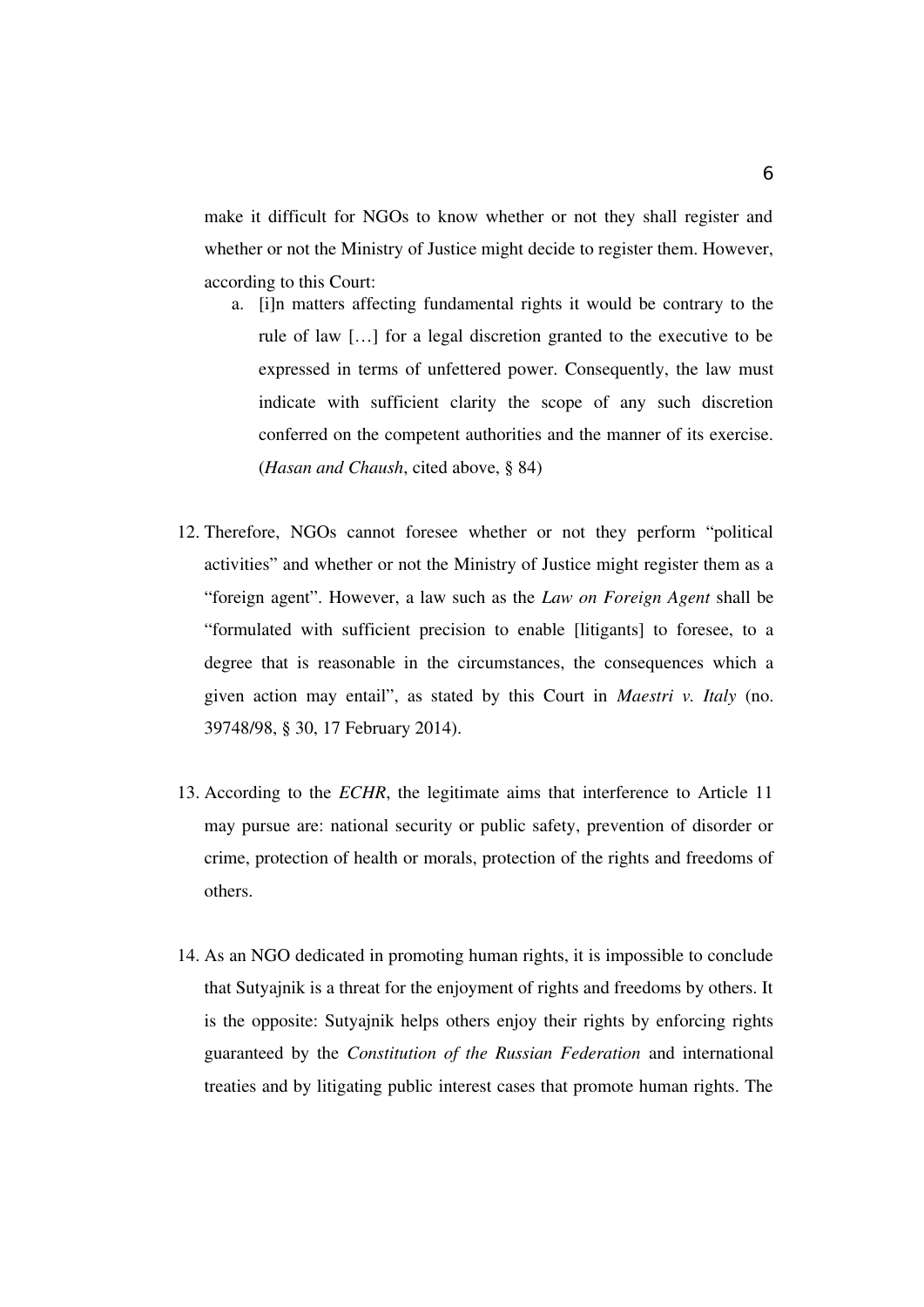make it difficult for NGOs to know whether or not they shall register and whether or not the Ministry of Justice might decide to register them. However, according to this Court:

  a. [i]n matters affecting fundamental rights it would be contrary to the rule of law […] for a legal discretion granted to the executive to be expressed in terms of unfettered power. Consequently, the law must indicate with sufficient clarity the scope of any such discretion conferred on the competent authorities and the manner of its exercise. (*Hasan and Chaush*, cited above, § 84)

12. Therefore, NGOs cannot foresee whether or not they perform "political activities" and whether or not the Ministry of Justice might register them as a "foreign agent". However, a law such as the *Law on Foreign Agent* shall be "formulated with sufficient precision to enable [litigants] to foresee, to a degree that is reasonable in the circumstances, the consequences which a given action may entail", as stated by this Court in *Maestri v. Italy* (no. 39748/98, § 30, 17 February 2014).

13. According to the *ECHR*, the legitimate aims that interference to Article 11 may pursue are: national security or public safety, prevention of disorder or crime, protection of health or morals, protection of the rights and freedoms of others.

14. As an NGO dedicated in promoting human rights, it is impossible to conclude that Sutyajnik is a threat for the enjoyment of rights and freedoms by others. It is the opposite: Sutyajnik helps others enjoy their rights by enforcing rights guaranteed by the *Constitution of the Russian Federation* and international treaties and by litigating public interest cases that promote human rights. The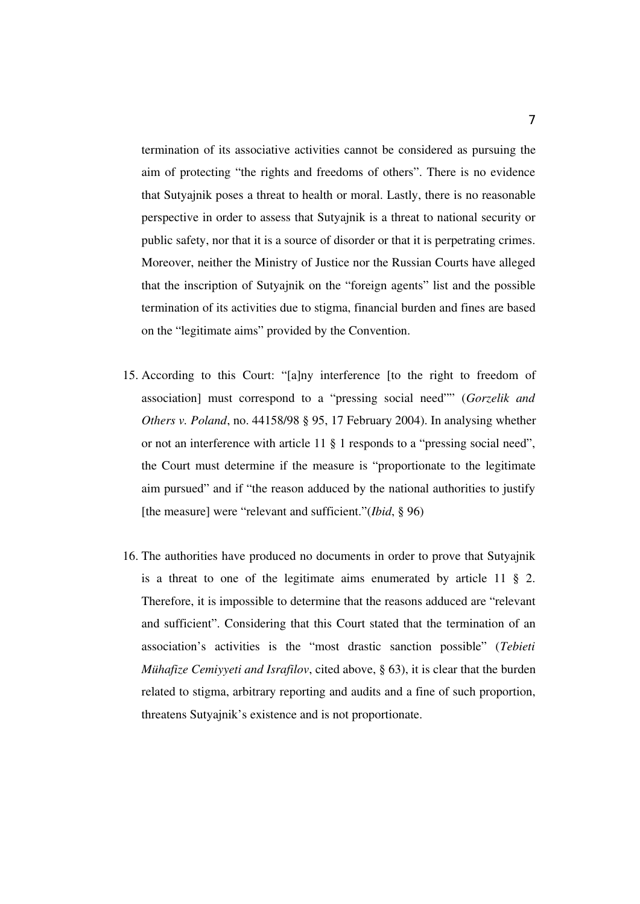termination of its associative activities cannot be considered as pursuing the aim of protecting "the rights and freedoms of others". There is no evidence that Sutyajnik poses a threat to health or moral. Lastly, there is no reasonable perspective in order to assess that Sutyajnik is a threat to national security or public safety, nor that it is a source of disorder or that it is perpetrating crimes. Moreover, neither the Ministry of Justice nor the Russian Courts have alleged that the inscription of Sutyajnik on the "foreign agents" list and the possible termination of its activities due to stigma, financial burden and fines are based on the "legitimate aims" provided by the Convention.

15. According to this Court: "[a]ny interference [to the right to freedom of association] must correspond to a "pressing social need"" (*Gorzelik and Others v. Poland*, no. 44158/98 § 95, 17 February 2004). In analysing whether or not an interference with article 11 § 1 responds to a "pressing social need", the Court must determine if the measure is "proportionate to the legitimate aim pursued" and if "the reason adduced by the national authorities to justify [the measure] were "relevant and sufficient."(*Ibid*, § 96)

16. The authorities have produced no documents in order to prove that Sutyajnik is a threat to one of the legitimate aims enumerated by article 11 § 2. Therefore, it is impossible to determine that the reasons adduced are "relevant and sufficient". Considering that this Court stated that the termination of an association's activities is the "most drastic sanction possible" (*Tebieti Mühafize Cemiyyeti and Israfilov*, cited above, § 63), it is clear that the burden related to stigma, arbitrary reporting and audits and a fine of such proportion, threatens Sutyajnik's existence and is not proportionate.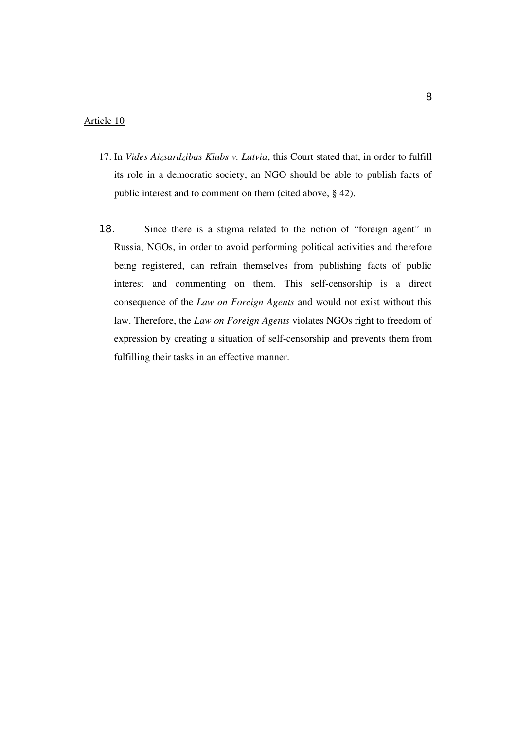<u>Article 10</u>

17. In *Vides Aizsardzibas Klubs v. Latvia*, this Court stated that, in order to fulfill its role in a democratic society, an NGO should be able to publish facts of public interest and to comment on them (cited above, § 42).

18. Since there is a stigma related to the notion of "foreign agent" in Russia, NGOs, in order to avoid performing political activities and therefore being registered, can refrain themselves from publishing facts of public interest and commenting on them. This self-censorship is a direct consequence of the *Law on Foreign Agents* and would not exist without this law. Therefore, the *Law on Foreign Agents* violates NGOs right to freedom of expression by creating a situation of self-censorship and prevents them from fulfilling their tasks in an effective manner.